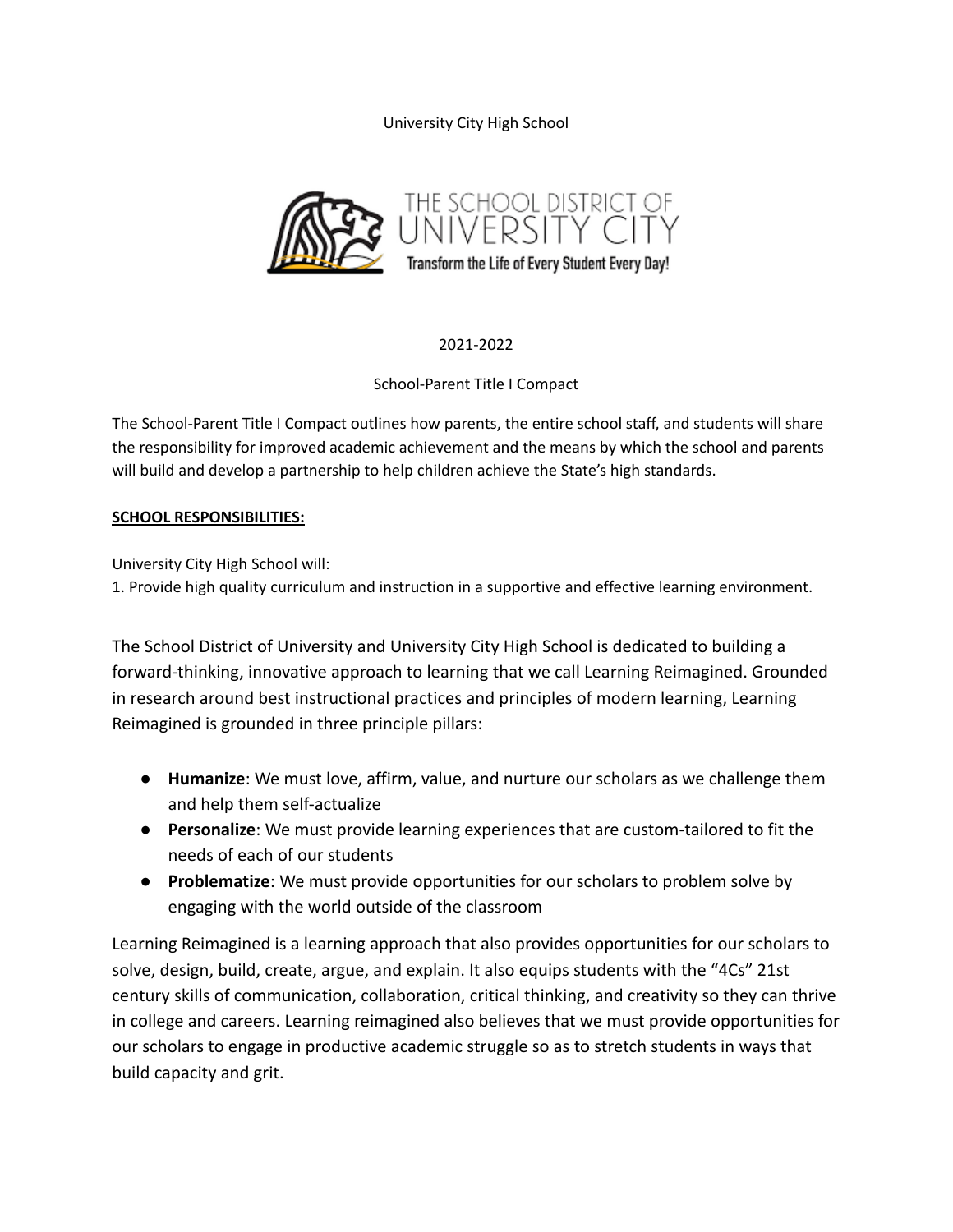University City High School

THE SCHOOL DISTRICT OF UNIVERSITY CITY

Transform the Life of Every Student Every Day!

2021-2022

School-Parent Title I Compact

The School-Parent Title I Compact outlines how parents, the entire school staff, and students will share the responsibility for improved academic achievement and the means by which the school and parents will build and develop a partnership to help children achieve the State's high standards.

**SCHOOL RESPONSIBILITIES:**

University City High School will:

1. Provide high quality curriculum and instruction in a supportive and effective learning environment.

The School District of University and University City High School is dedicated to building a forward-thinking, innovative approach to learning that we call Learning Reimagined. Grounded in research around best instructional practices and principles of modern learning, Learning Reimagined is grounded in three principle pillars:

- **Humanize**: We must love, affirm, value, and nurture our scholars as we challenge them and help them self-actualize
- **Personalize**: We must provide learning experiences that are custom-tailored to fit the needs of each of our students
- **Problematize**: We must provide opportunities for our scholars to problem solve by engaging with the world outside of the classroom

Learning Reimagined is a learning approach that also provides opportunities for our scholars to solve, design, build, create, argue, and explain. It also equips students with the "4Cs" 21st century skills of communication, collaboration, critical thinking, and creativity so they can thrive in college and careers. Learning reimagined also believes that we must provide opportunities for our scholars to engage in productive academic struggle so as to stretch students in ways that build capacity and grit.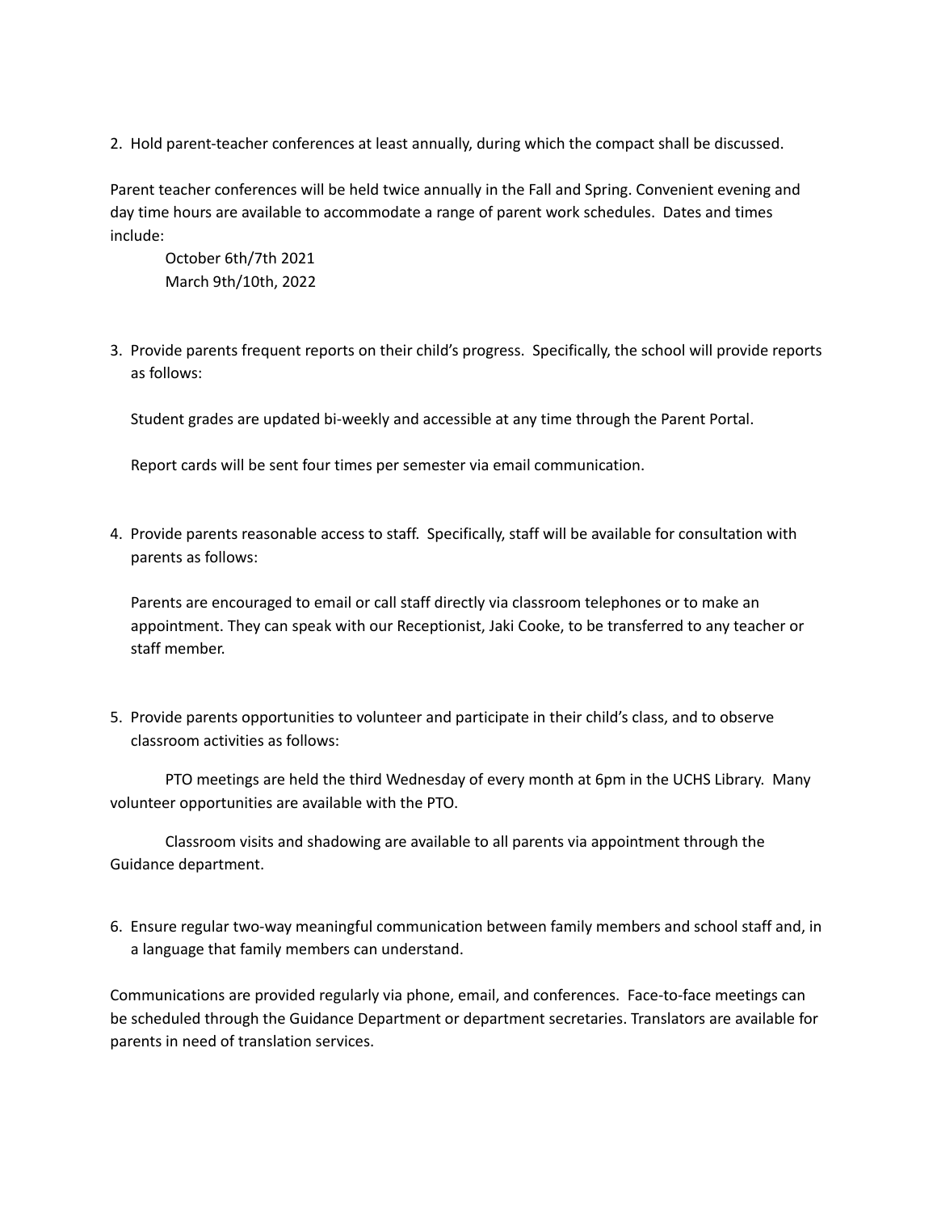2. Hold parent-teacher conferences at least annually, during which the compact shall be discussed.

Parent teacher conferences will be held twice annually in the Fall and Spring. Convenient evening and day time hours are available to accommodate a range of parent work schedules. Dates and times include:

October 6th/7th 2021
March 9th/10th, 2022

3. Provide parents frequent reports on their child's progress. Specifically, the school will provide reports as follows:

   Student grades are updated bi-weekly and accessible at any time through the Parent Portal.

   Report cards will be sent four times per semester via email communication.

4. Provide parents reasonable access to staff. Specifically, staff will be available for consultation with parents as follows:

   Parents are encouraged to email or call staff directly via classroom telephones or to make an appointment. They can speak with our Receptionist, Jaki Cooke, to be transferred to any teacher or staff member.

5. Provide parents opportunities to volunteer and participate in their child's class, and to observe classroom activities as follows:

PTO meetings are held the third Wednesday of every month at 6pm in the UCHS Library. Many volunteer opportunities are available with the PTO.

Classroom visits and shadowing are available to all parents via appointment through the Guidance department.

6. Ensure regular two-way meaningful communication between family members and school staff and, in a language that family members can understand.

Communications are provided regularly via phone, email, and conferences. Face-to-face meetings can be scheduled through the Guidance Department or department secretaries. Translators are available for parents in need of translation services.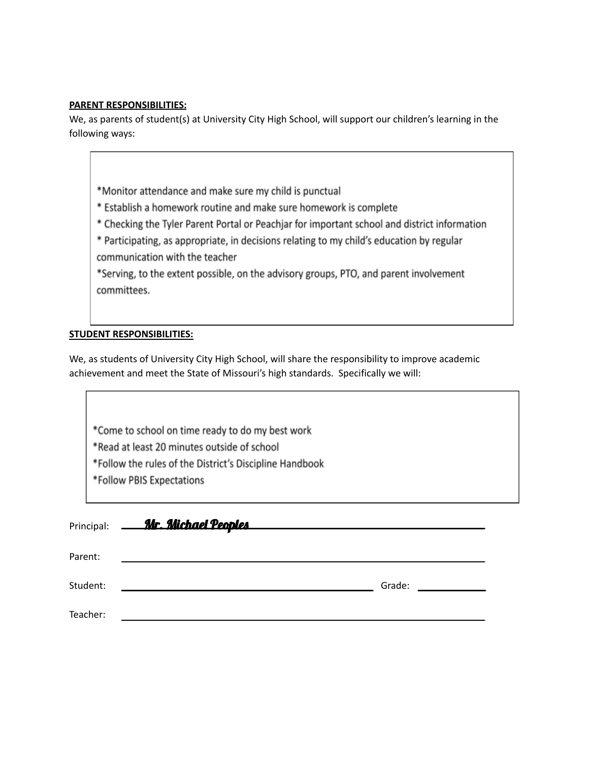**PARENT RESPONSIBILITIES:**

We, as parents of student(s) at University City High School, will support our children's learning in the following ways:

*Monitor attendance and make sure my child is punctual
* Establish a homework routine and make sure homework is complete
* Checking the Tyler Parent Portal or Peachjar for important school and district information
* Participating, as appropriate, in decisions relating to my child's education by regular communication with the teacher
*Serving, to the extent possible, on the advisory groups, PTO, and parent involvement committees.

**STUDENT RESPONSIBILITIES:**

We, as students of University City High School, will share the responsibility to improve academic achievement and meet the State of Missouri's high standards. Specifically we will:

*Come to school on time ready to do my best work
*Read at least 20 minutes outside of school
*Follow the rules of the District's Discipline Handbook
*Follow PBIS Expectations

Principal: Mr. Michael Peoples

Parent: ______________________________

Student: ______________________________ Grade: __________

Teacher: ______________________________